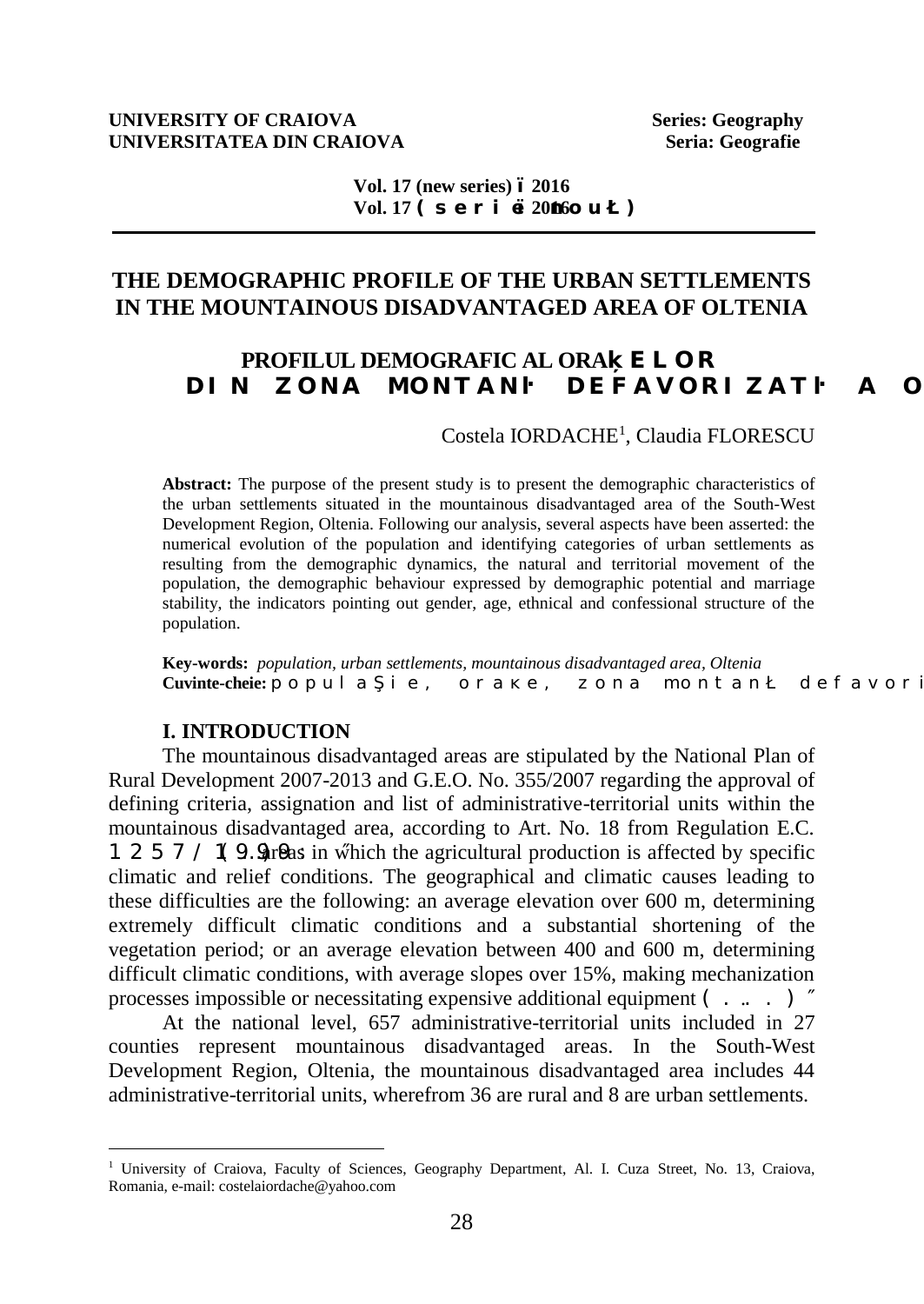# THE DEMOGRAPHIC PROFILE OF THE URBAN SETTLEMENTS IN THE MOUNTAINOUS DISADVANTAGED AREA OF OLTENIA

## PROFILUL DEMOGRAFIC AL ORAŞELOR DIN ZONA MONTANĂ DEFAVORIZATĂ A O

Costela IORDACHE[1], Claudia FLORESCU

**Abstract:** The purpose of the present study is to present the demographic characteristics of the urban settlements situated in the mountainous disadvantaged area of the South-West Development Region, Oltenia. Following our analysis, several aspects have been asserted: the numerical evolution of the population and identifying categories of urban settlements as resulting from the demographic dynamics, the natural and territorial movement of the population, the demographic behaviour expressed by demographic potential and marriage stability, the indicators pointing out gender, age, ethnical and confessional structure of the population.

**Key-words:** *population, urban settlements, mountainous disadvantaged area, Oltenia*
**Cuvinte-cheie:** populaţie, oraşe, zona montană defavori

### I. INTRODUCTION

The mountainous disadvantaged areas are stipulated by the National Plan of Rural Development 2007-2013 and G.E.O. No. 355/2007 regarding the approval of defining criteria, assignation and list of administrative-territorial units within the mountainous disadvantaged area, according to Art. No. 18 from Regulation E.C. 1257/1999, "areas in which the agricultural production is affected by specific climatic and relief conditions. The geographical and climatic causes leading to these difficulties are the following: an average elevation over 600 m, determining extremely difficult climatic conditions and a substantial shortening of the vegetation period; or an average elevation between 400 and 600 m, determining difficult climatic conditions, with average slopes over 15%, making mechanization processes impossible or necessitating expensive additional equipment (...)".

At the national level, 657 administrative-territorial units included in 27 counties represent mountainous disadvantaged areas. In the South-West Development Region, Oltenia, the mountainous disadvantaged area includes 44 administrative-territorial units, wherefrom 36 are rural and 8 are urban settlements.

---

[1] University of Craiova, Faculty of Sciences, Geography Department, Al. I. Cuza Street, No. 13, Craiova, Romania, e-mail: costelaiordache@yahoo.com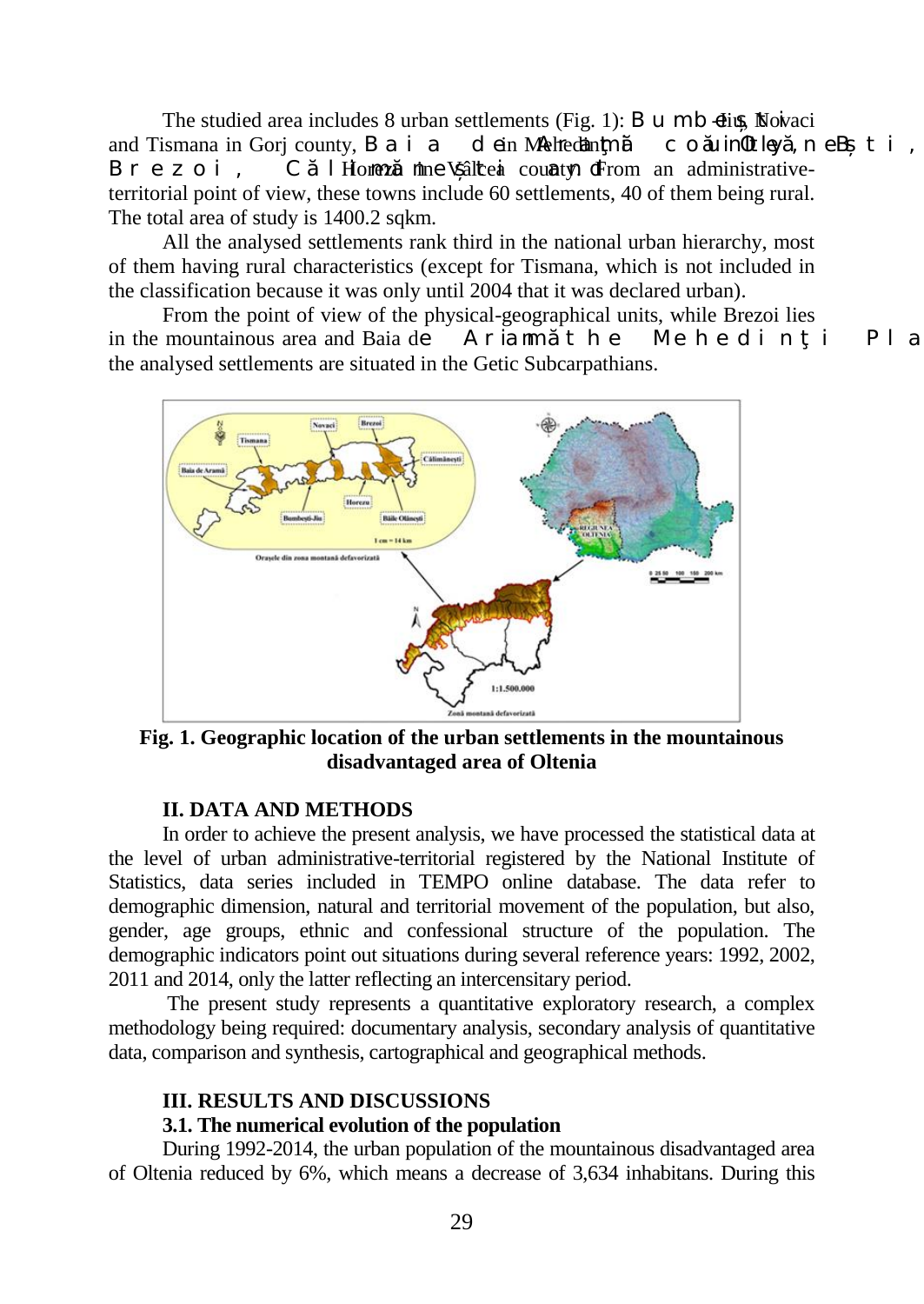The studied area includes 8 urban settlements (Fig. 1): Bumbești-Jiu, Novaci and Tismana in Gorj county, Baia de Aramă in Mehedinți county, Băile Olănești, Brezoi, Călimănești, Horezu in Vâlcea county. From an administrative-territorial point of view, these towns include 60 settlements, 40 of them being rural. The total area of study is 1400.2 sqkm.

All the analysed settlements rank third in the national urban hierarchy, most of them having rural characteristics (except for Tismana, which is not included in the classification because it was only until 2004 that it was declared urban).

From the point of view of the physical-geographical units, while Brezoi lies in the mountainous area and Baia de Aramă in the Mehedinți Plateau, the analysed settlements are situated in the Getic Subcarpathians.

**Fig. 1. Geographic location of the urban settlements in the mountainous disadvantaged area of Oltenia**

## II. DATA AND METHODS

In order to achieve the present analysis, we have processed the statistical data at the level of urban administrative-territorial registered by the National Institute of Statistics, data series included in TEMPO online database. The data refer to demographic dimension, natural and territorial movement of the population, but also, gender, age groups, ethnic and confessional structure of the population. The demographic indicators point out situations during several reference years: 1992, 2002, 2011 and 2014, only the latter reflecting an intercensitary period.

The present study represents a quantitative exploratory research, a complex methodology being required: documentary analysis, secondary analysis of quantitative data, comparison and synthesis, cartographical and geographical methods.

## III. RESULTS AND DISCUSSIONS

### 3.1. The numerical evolution of the population

During 1992-2014, the urban population of the mountainous disadvantaged area of Oltenia reduced by 6%, which means a decrease of 3,634 inhabitans. During this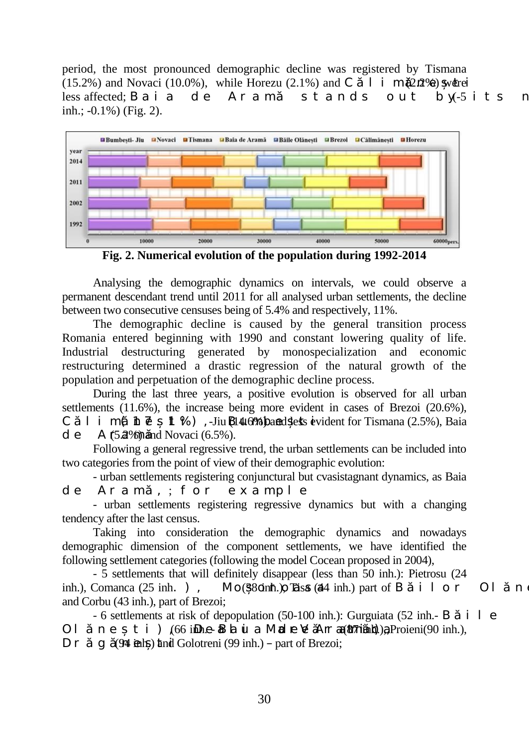period, the most pronounced demographic decline was registered by Tismana (15.2%) and Novaci (10.0%), while Horezu (2.1%) and Călimănești (2.2%) were less affected; Baia de Aramă stands out by its n (-5 inh.; -0.1%) (Fig. 2).

**Fig. 2. Numerical evolution of the population during 1992-2014**

Analysing the demographic dynamics on intervals, we could observe a permanent descendant trend until 2011 for all analysed urban settlements, the decline between two consecutive censuses being of 5.4% and respectively, 11%.

The demographic decline is caused by the general transition process Romania entered beginning with 1990 and constant lowering quality of life. Industrial destructuring generated by monospecialization and economic restructuring determined a drastic regression of the natural growth of the population and perpetuation of the demographic decline process.

During the last three years, a positive evolution is observed for all urban settlements (11.6%), the increase being more evident in cases of Brezoi (20.6%), Călimănești (17.1%), Bumbești-Jiu (14.0%) and less evident for Tismana (2.5%), Baia de Aramă (5.2%) and Novaci (6.5%).

Following a general regressive trend, the urban settlements can be included into two categories from the point of view of their demographic evolution:

- urban settlements registering conjunctural but cvasistagnant dynamics, as Baia de Aramă, for example;
- urban settlements registering regressive dynamics but with a changing tendency after the last census.

Taking into consideration the demographic dynamics and nowadays demographic dimension of the component settlements, we have identified the following settlement categories (following the model Cocean proposed in 2004),

- 5 settlements that will definitely disappear (less than 50 inh.): Pietrosu (24 inh.), Comanca (25 inh.), Moșoroasa (38 inh.), Tisa (44 inh.) part of Băile Olănești and Corbu (43 inh.), part of Brezoi;
- 6 settlements at risk of depopulation (50-100 inh.): Gurguiata (52 inh.- Băile Olănești), Dealu Mare (66 inh.- Baia de Aramă), Văratici (87 inh.), Proieni (90 inh.), Drăgănești (94 inh.) and Golotreni (99 inh.) – part of Brezoi;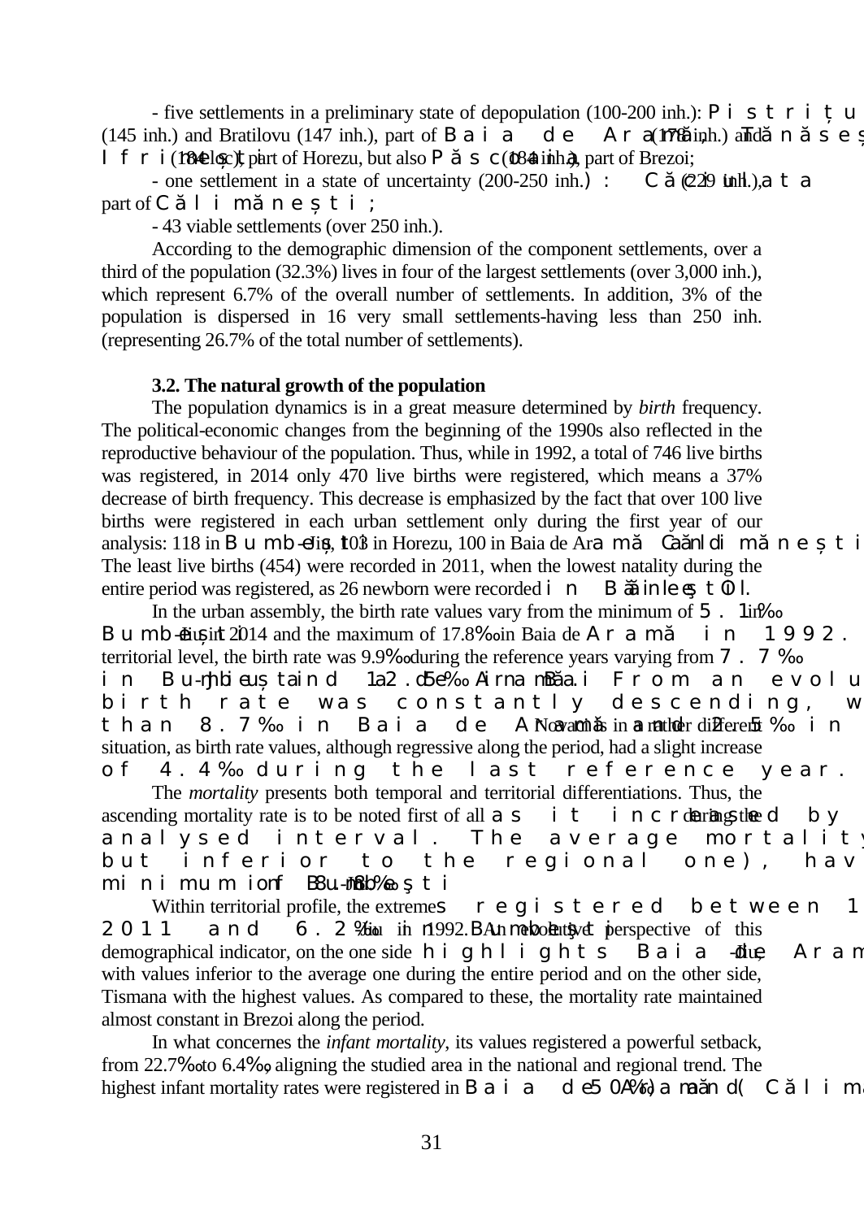- five settlements in a preliminary state of depopulation (100-200 inh.): Pistrițu (145 inh.) and Bratilovu (147 inh.), part of Baia de Aramă, Tănăsești (178 inh.) and Ifrimești (184 inh.), part of Horezu, but also Păscoaia (184 inh.), part of Brezoi;

- one settlement in a state of uncertainty (200-250 inh.): Căciulata (229 inh.), part of Călimănești;

- 43 viable settlements (over 250 inh.).

According to the demographic dimension of the component settlements, over a third of the population (32.3%) lives in four of the largest settlements (over 3,000 inh.), which represent 6.7% of the overall number of settlements. In addition, 3% of the population is dispersed in 16 very small settlements-having less than 250 inh. (representing 26.7% of the total number of settlements).

### 3.2. The natural growth of the population

The population dynamics is in a great measure determined by *birth* frequency. The political-economic changes from the beginning of the 1990s also reflected in the reproductive behaviour of the population. Thus, while in 1992, a total of 746 live births was registered, in 2014 only 470 live births were registered, which means a 37% decrease of birth frequency. This decrease is emphasized by the fact that over 100 live births were registered in each urban settlement only during the first year of our analysis: 118 in Bumbești-Jiu, 103 in Horezu, 100 in Baia de Aramă and Călimănești. The least live births (454) were recorded in 2011, when the lowest natality during the entire period was registered, as 26 newborn were recorded in Băile Olănești.

In the urban assembly, the birth rate values vary from the minimum of 5.1‰ in Bumbești-Jiu in 2014 and the maximum of 17.8‰ in Baia de Aramă in 1992. At territorial level, the birth rate was 9.9‰ during the reference years varying from 7.7‰ in Bumbești-Jiu and 12.5‰ in Baia de Aramă. From an evolu... birth rate was constantly descending, w... than 8.7‰ in Baia de Aramă and 2.5‰ in ... Novaci is in a rather different situation, as birth rate values, although regressive along the period, had a slight increase of 4.4‰ during the last reference year.

The *mortality* presents both temporal and territorial differentiations. Thus, the ascending mortality rate is to be noted first of all as it increased by ... during the analysed interval. The average mortality ... but inferior to the regional one), hav... minimum of 8.3‰ in Bumbești...

Within territorial profile, the extremes registered between 1... 2011 and 6.2‰ in 1992 in Bumbești... An evolutive perspective of this demographical indicator, on the one side highlights Baia de Aramă ... -Jiu, with values inferior to the average one during the entire period and on the other side, Tismana with the highest values. As compared to these, the mortality rate maintained almost constant in Brezoi along the period.

In what concernes the *infant mortality*, its values registered a powerful setback, from 22.7‰ to 6.4‰, aligning the studied area in the national and regional trend. The highest infant mortality rates were registered in Baia de Aramă (50.0‰) and (Călim...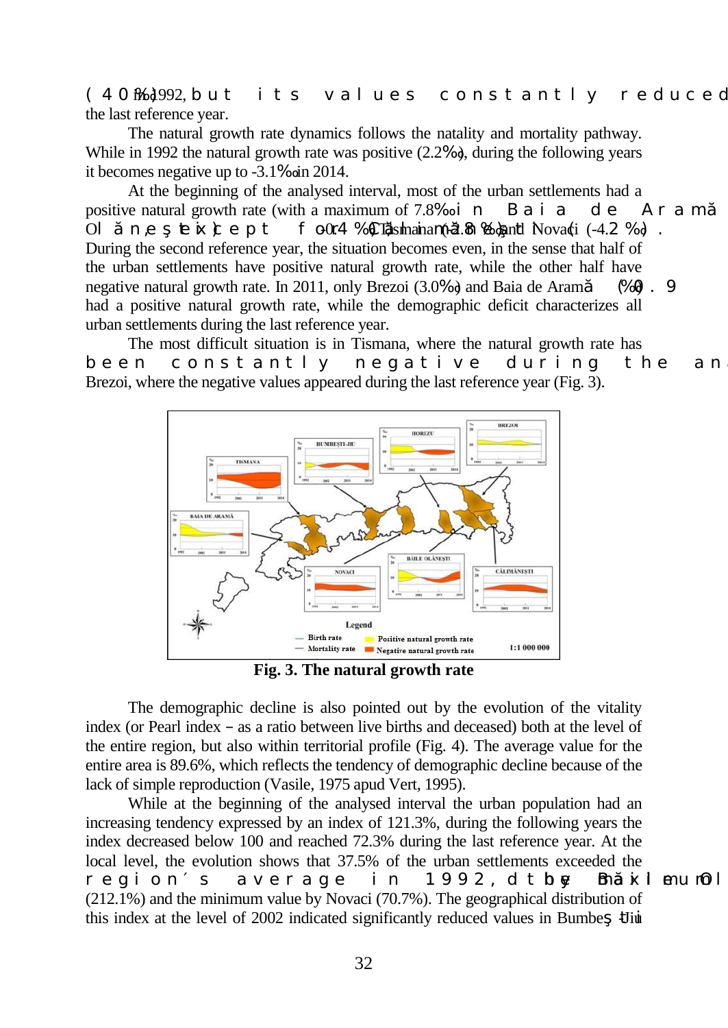(4.0‰) 1992, but its values constantly reduced the last reference year.

The natural growth rate dynamics follows the natality and mortality pathway. While in 1992 the natural growth rate was positive (2.2‰), during the following years it becomes negative up to -3.1‰ in 2014.

At the beginning of the analysed interval, most of the urban settlements had a positive natural growth rate (with a maximum of 7.8‰ in Baia de Aramă ... Olănești), except for Călimănești (-0.4‰), Tismana (-2.8‰) and Novaci (-4.2‰). During the second reference year, the situation becomes even, in the sense that half of the urban settlements have positive natural growth rate, while the other half have negative natural growth rate. In 2011, only Brezoi (3.0‰) and Baia de Aramă (0.9‰) had a positive natural growth rate, while the demographic deficit characterizes all urban settlements during the last reference year.

The most difficult situation is in Tismana, where the natural growth rate has been constantly negative during the an... Brezoi, where the negative values appeared during the last reference year (Fig. 3).

**Fig. 3. The natural growth rate**

The demographic decline is also pointed out by the evolution of the vitality index (or Pearl index – as a ratio between live births and deceased) both at the level of the entire region, but also within territorial profile (Fig. 4). The average value for the entire area is 89.6%, which reflects the tendency of demographic decline because of the lack of simple reproduction (Vasile, 1975 apud Vert, 1995).

While at the beginning of the analysed interval the urban population had an increasing tendency expressed by an index of 121.3%, during the following years the index decreased below 100 and reached 72.3% during the last reference year. At the local level, the evolution shows that 37.5% of the urban settlements exceeded the region´s average in 1992, the maximum by Băile Olănești (212.1%) and the minimum value by Novaci (70.7%). The geographical distribution of this index at the level of 2002 indicated significantly reduced values in Bumbești-Jiu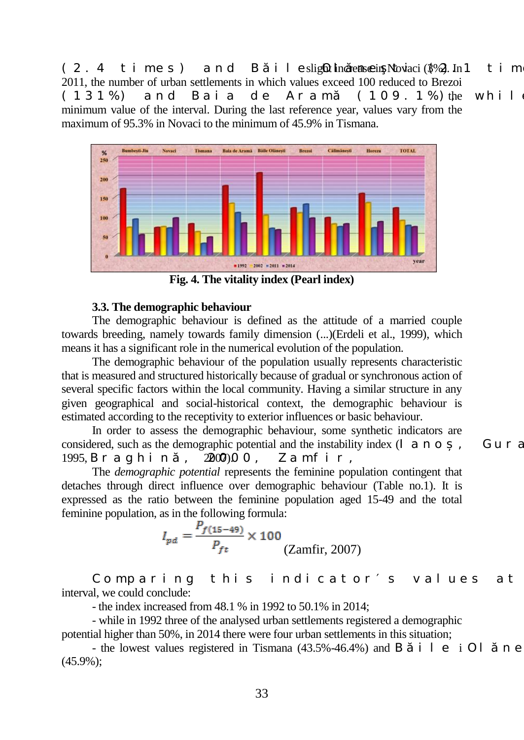(2.4 times) and Băile Olănești (2.1 times), while a slight increase in Novaci (3%). In 2011, the number of urban settlements in which values exceed 100 reduced to Brezoi (131%) and Baia de Aramă (109.1%), while the minimum value of the interval. During the last reference year, values vary from the maximum of 95.3% in Novaci to the minimum of 45.9% in Tismana.

**Fig. 4. The vitality index (Pearl index)**

### 3.3. The demographic behaviour

The demographic behaviour is defined as the attitude of a married couple towards breeding, namely towards family dimension (...)(Erdeli et al., 1999), which means it has a significant role in the numerical evolution of the population.

The demographic behaviour of the population usually represents characteristic that is measured and structured historically because of gradual or synchronous action of several specific factors within the local community. Having a similar structure in any given geographical and social-historical context, the demographic behaviour is estimated according to the receptivity to exterior influences or basic behaviour.

In order to assess the demographic behaviour, some synthetic indicators are considered, such as the demographic potential and the instability index (Ianoș, Gura, 1995, Braghină, 2000, Zamfir, 2007).

The *demographic potential* represents the feminine population contingent that detaches through direct influence over demographic behaviour (Table no.1). It is expressed as the ratio between the feminine population aged 15-49 and the total feminine population, as in the following formula:

$$I_{pd} = \frac{P_{f(15-49)}}{P_{ft}} \times 100$$ (Zamfir, 2007)

Comparing this indicator's values at interval, we could conclude:

- the index increased from 48.1 % in 1992 to 50.1% in 2014;
- while in 1992 three of the analysed urban settlements registered a demographic potential higher than 50%, in 2014 there were four urban settlements in this situation;
- the lowest values registered in Tismana (43.5%-46.4%) and Băile Olănești (45.9%);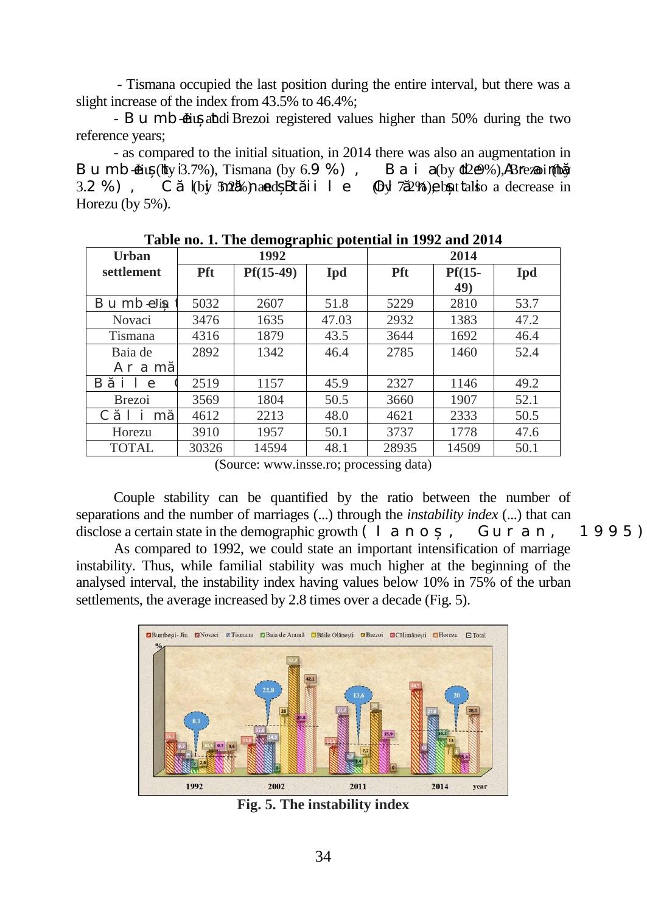- Tismana occupied the last position during the entire interval, but there was a slight increase of the index from 43.5% to 46.4%;

- Bumbești-Jiu and Brezoi registered values higher than 50% during the two reference years;

- as compared to the initial situation, in 2014 there was also an augmentation in Bumbești-Jiu (by 3.7%), Tismana (by 6.9 %), Baia de Aramă (by 12.9%), Brezoi (by 3.2 %), Călimănești (by 5.2%) and Băile Olănești (by 7.2%), but also a decrease in Horezu (by 5%).

**Table no. 1. The demographic potential in 1992 and 2014**

| Urban settlement | 1992 | | | 2014 | | |
|---|---|---|---|---|---|---|
| | Pft | Pf(15-49) | Ipd | Pft | Pf(15-49) | Ipd |
| Bumbești-Jiu | 5032 | 2607 | 51.8 | 5229 | 2810 | 53.7 |
| Novaci | 3476 | 1635 | 47.03 | 2932 | 1383 | 47.2 |
| Tismana | 4316 | 1879 | 43.5 | 3644 | 1692 | 46.4 |
| Baia de Aramă | 2892 | 1342 | 46.4 | 2785 | 1460 | 52.4 |
| Băile Olănești | 2519 | 1157 | 45.9 | 2327 | 1146 | 49.2 |
| Brezoi | 3569 | 1804 | 50.5 | 3660 | 1907 | 52.1 |
| Călimănești | 4612 | 2213 | 48.0 | 4621 | 2333 | 50.5 |
| Horezu | 3910 | 1957 | 50.1 | 3737 | 1778 | 47.6 |
| TOTAL | 30326 | 14594 | 48.1 | 28935 | 14509 | 50.1 |

(Source: www.insse.ro; processing data)

Couple stability can be quantified by the ratio between the number of separations and the number of marriages (...) through the *instability index* (...) that can disclose a certain state in the demographic growth (Ianoș, Guran, 1995).

As compared to 1992, we could state an important intensification of marriage instability. Thus, while familial stability was much higher at the beginning of the analysed interval, the instability index having values below 10% in 75% of the urban settlements, the average increased by 2.8 times over a decade (Fig. 5).

**Fig. 5. The instability index**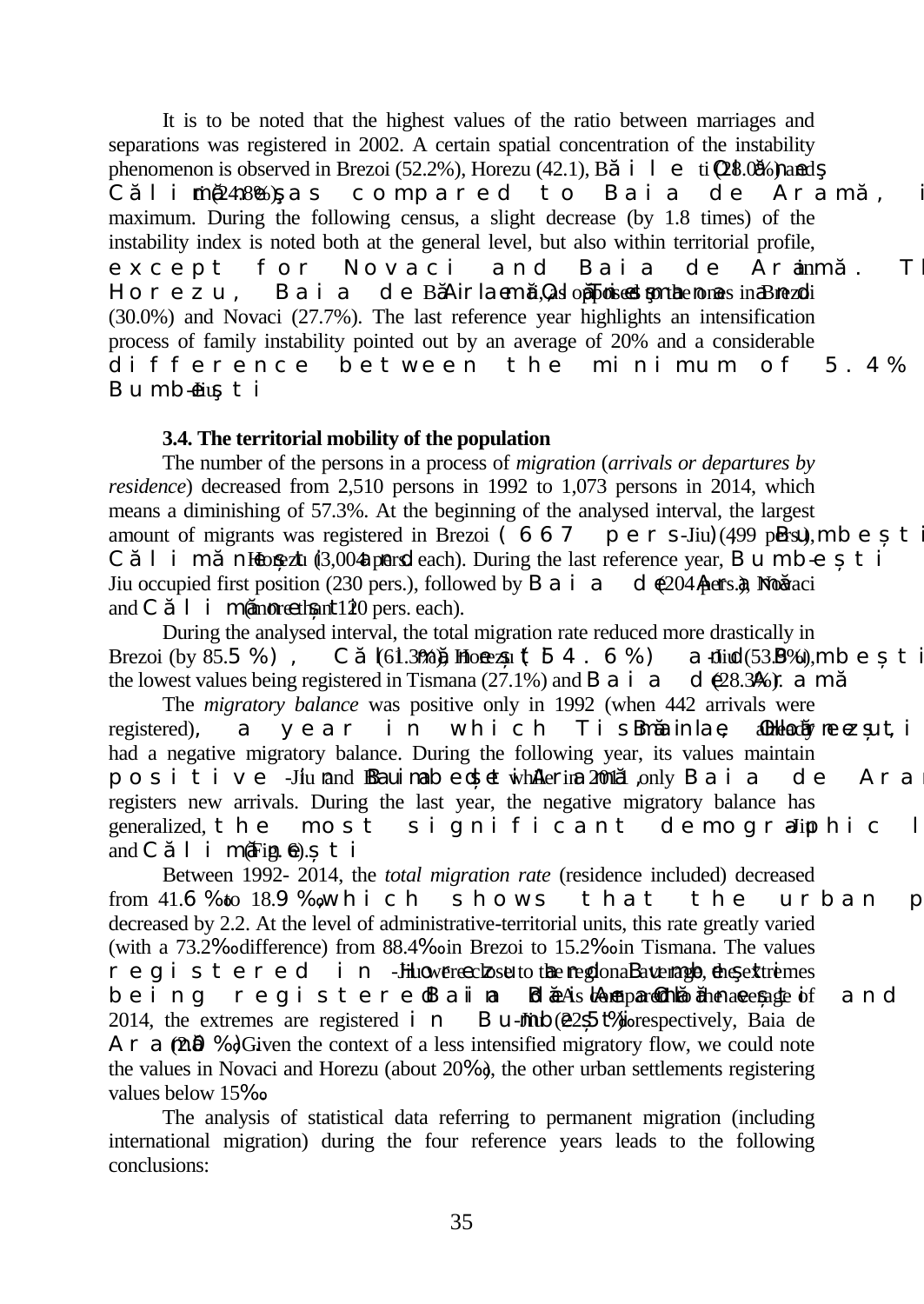It is to be noted that the highest values of the ratio between marriages and separations was registered in 2002. A certain spatial concentration of the instability phenomenon is observed in Brezoi (52.2%), Horezu (42.1), Băile Olănești (28.0%) and Călimănești (24.8%), as compared to Baia de Aramă, i[...] maximum. During the following census, a slight decrease (by 1.8 times) of the instability index is noted both at the general level, but also within territorial profile, except for Novaci and Baia de Aramă. Th[...] in Horezu, Baia de Aramă, Băile Olănești [...], as opposed to the ones in Brezoi (30.0%) and Novaci (27.7%). The last reference year highlights an intensification process of family instability pointed out by an average of 20% and a considerable difference between the minimum of 5.4% [...] Bumbești-Jiu.

### 3.4. The territorial mobility of the population

The number of the persons in a process of *migration* (*arrivals or departures by residence*) decreased from 2,510 persons in 1992 to 1,073 persons in 2014, which means a diminishing of 57.3%. At the beginning of the analysed interval, the largest amount of migrants was registered in Brezoi (667 pers.), Bumbești-Jiu (499 pers.), Călimănești and Horezu (304 pers. each). During the last reference year, Bumbești-Jiu occupied first position (230 pers.), followed by Baia de Aramă (204 pers.), Novaci and Călimănești (more than 120 pers. each).

During the analysed interval, the total migration rate reduced more drastically in Brezoi (by 85.5%), Călimănești (61.3%), Horezu (54.6%) and Bumbești-Jiu (53.8%), the lowest values being registered in Tismana (27.1%) and Baia de Aramă (28.3%).

The *migratory balance* was positive only in 1992 (when 442 arrivals were registered), a year in which Tismana, Băile Olănești and Horezu had a negative migratory balance. During the following year, its values maintain positive in Bumbești-Jiu and Baia de Aramă, while in 2011, only Baia de Aramă registers new arrivals. During the last year, the negative migratory balance has generalized, the most significant demographic l[...] Bumbești-Jiu and Călimănești (Fig. 6).

Between 1992- 2014, the *total migration rate* (residence included) decreased from 41.6‰ to 18.9‰, which shows that the urban p[...] decreased by 2.2. At the level of administrative-territorial units, this rate greatly varied (with a 73.2‰ difference) from 88.4‰ in Brezoi to 15.2‰ in Tismana. The values registered in Horezu and Bumbești-Jiu were close to the regional average, the extremes being registered in Băile Olănești and Baia de Aramă. As compared to the average of 2014, the extremes are registered in Bumbești-Jiu (22.5‰), respectively, Baia de Aramă (2.0‰). Given the context of a less intensified migratory flow, we could note the values in Novaci and Horezu (about 20‰), the other urban settlements registering values below 15‰.

The analysis of statistical data referring to permanent migration (including international migration) during the four reference years leads to the following conclusions: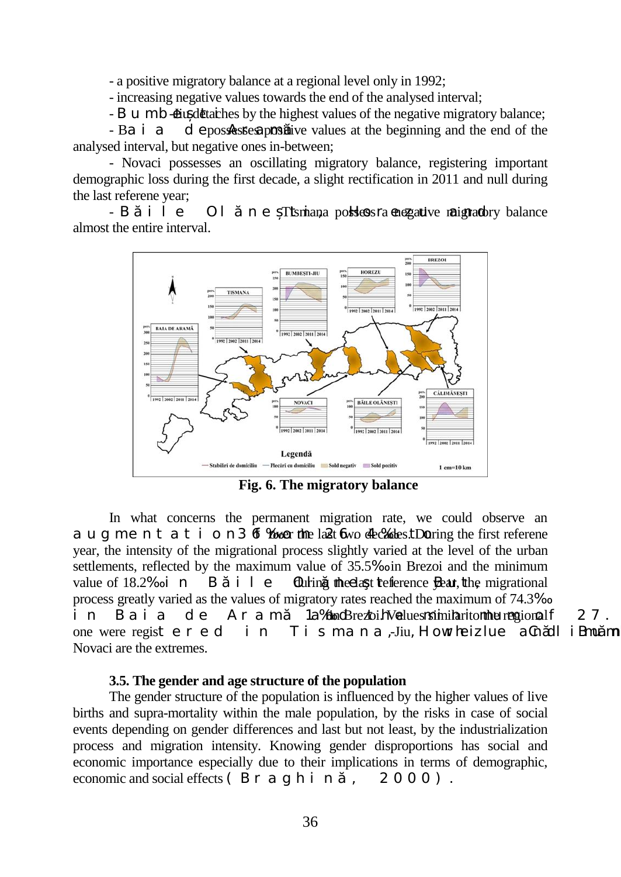- a positive migratory balance at a regional level only in 1992;
- increasing negative values towards the end of the analysed interval;
- Bumbești-Jiu detaches by the highest values of the negative migratory balance;
- Baia de Aramă possesses positive values at the beginning and the end of the analysed interval, but negative ones in-between;
- Novaci possesses an oscillating migratory balance, registering important demographic loss during the first decade, a slight rectification in 2011 and null during the last referene year;
- Băile Olănești, Tismana, Horezu and possess a negative migratory balance almost the entire interval.

**Fig. 6. The migratory balance**

In what concerns the permanent migration rate, we could observe an augmentation of 36 ‰ over the last two decades. During the first referene year, the intensity of the migrational process slightly varied at the level of the urban settlements, reflected by the maximum value of 35.5‰ in Brezoi and the minimum value of 18.2‰ in Băile Olănești. During the last reference year, the migrational process greatly varied as the values of migratory rates reached the maximum of 74.3‰ in Baia de Aramă and 1.4‰ in Brezoi. Values similar to the regional of 27. one were registered in Tismana, Bumbești-Jiu, Horezu while Călimănești and Novaci are the extremes.

### 3.5. The gender and age structure of the population

The gender structure of the population is influenced by the higher values of live births and supra-mortality within the male population, by the risks in case of social events depending on gender differences and last but not least, by the industrialization process and migration intensity. Knowing gender disproportions has social and economic importance especially due to their implications in terms of demographic, economic and social effects (Bra­ghină, 2000).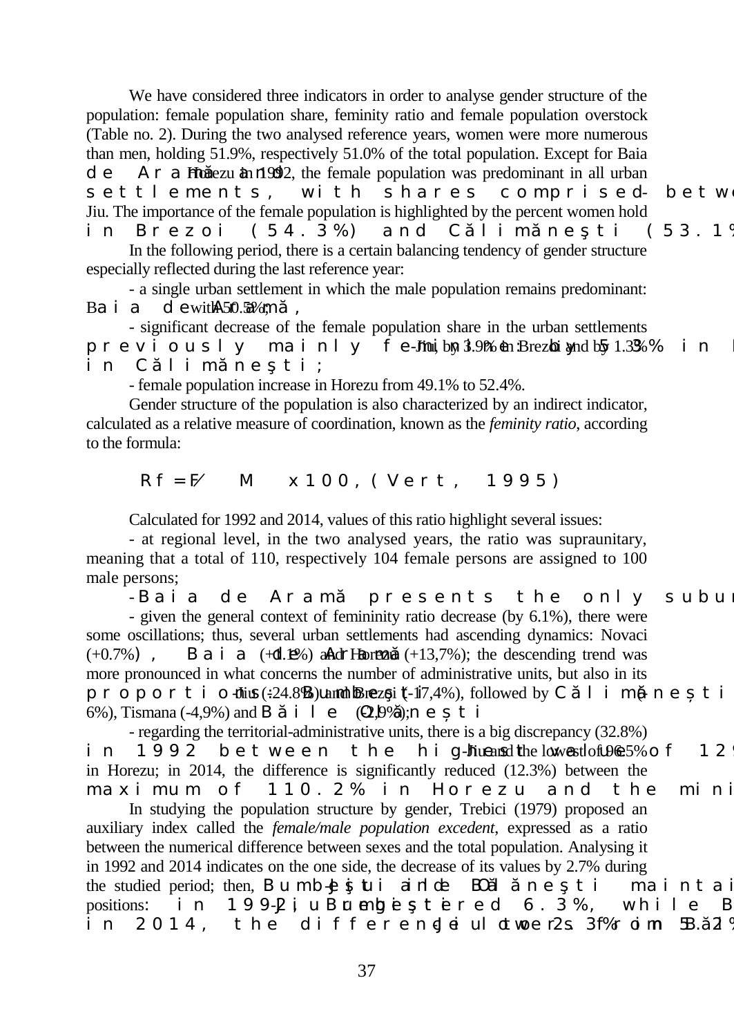We have considered three indicators in order to analyse gender structure of the population: female population share, feminity ratio and female population overstock (Table no. 2). During the two analysed reference years, women were more numerous than men, holding 51.9%, respectively 51.0% of the total population. Except for Baia de Aramă and Horezu in 1992, the female population was predominant in all urban settlements, with shares comprised between ... -Jiu. The importance of the female population is highlighted by the percent women hold in Brezoi (54.3%) and Călimăneşti (53.1% ...

In the following period, there is a certain balancing tendency of gender structure especially reflected during the last reference year:

- a single urban settlement in which the male population remains predominant: Baia de Aramă, with 50.5%;
- significant decrease of the female population share in the urban settlements previously mainly feminine: by 5.3% in ... -Jiu, by 3.9% in Brezoi and by 1.3% in Călimăneşti;
- female population increase in Horezu from 49.1% to 52.4%.

Gender structure of the population is also characterized by an indirect indicator, calculated as a relative measure of coordination, known as the *feminity ratio*, according to the formula:

$$Rf = F/M \times 100, \text{ (Vert, 1995)}$$

Calculated for 1992 and 2014, values of this ratio highlight several issues:

- at regional level, in the two analysed years, the ratio was supraunitary, meaning that a total of 110, respectively 104 female persons are assigned to 100 male persons;
- Baia de Aramă presents the only subur...
- given the general context of femininity ratio decrease (by 6.1%), there were some oscillations; thus, several urban settlements had ascending dynamics: Novaci (+0.7%), Baia de Aramă (+1.1%) and Horezu (+13,7%); the descending trend was more pronounced in what concerns the number of administrative units, but also in its proportion: Bumbeşti-Jiu (-24.8%) and Brezoi (-17,4%), followed by Călimăneşti (-6%), Tismana (-4,9%) and Băile Olăneşti (-2,9%);
- regarding the territorial-administrative units, there is a big discrepancy (32.8%) in 1992 between the highest value of 12... -Jiu and the lowest of 96.5% in Horezu; in 2014, the difference is significantly reduced (12.3%) between the maximum of 110.2% in Horezu and the mini...

In studying the population structure by gender, Trebici (1979) proposed an auxiliary index called the *female/male population excedent*, expressed as a ratio between the numerical difference between sexes and the total population. Analysing it in 1992 and 2014 indicates on the one side, the decrease of its values by 2.7% during the studied period; then, Bumbeşti-Jiu and Băile Olăneşti maintai... positions: in 1992, Bumbeşti-Jiu registered 6.3%, while B... in 2014, the difference ... -Jiu lowers to 2.3% from 5.2% ...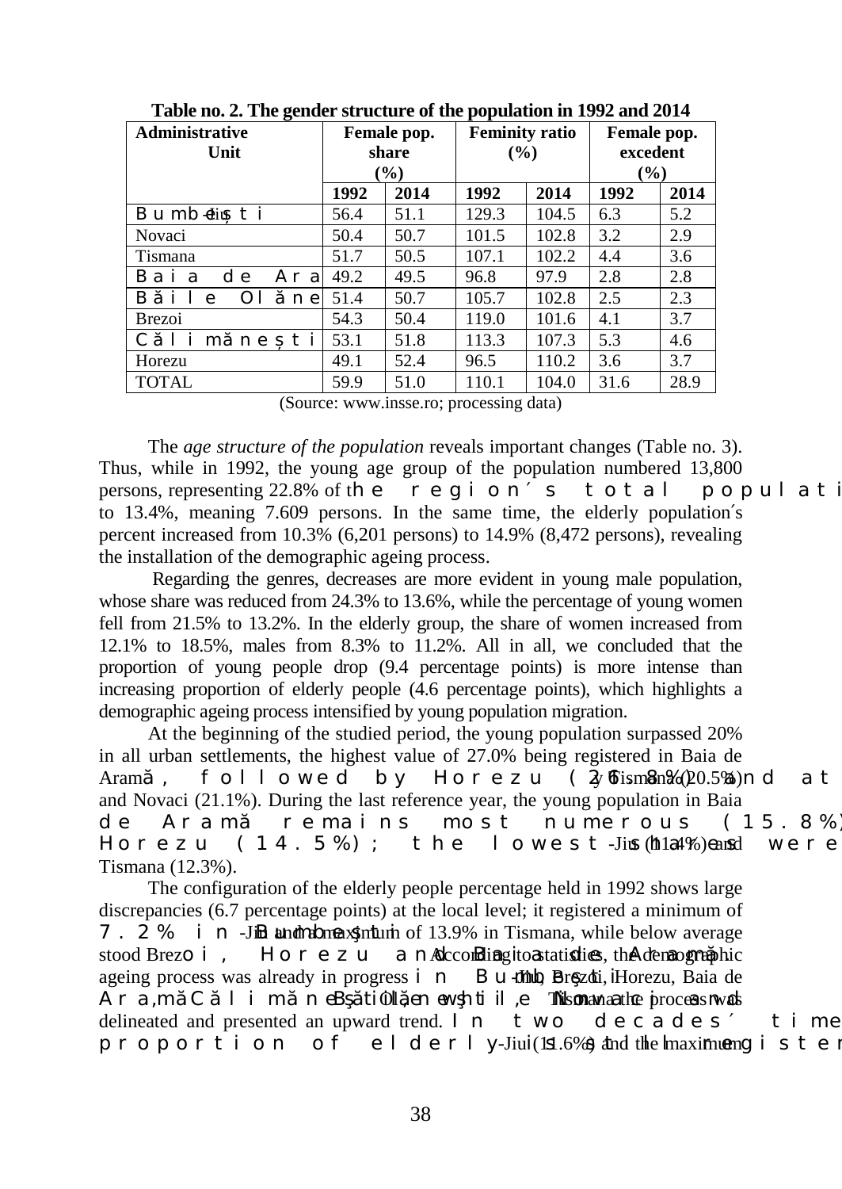**Table no. 2. The gender structure of the population in 1992 and 2014**

| Administrative Unit | Female pop. share (%) | | Feminity ratio (%) | | Female pop. excedent (%) | |
|---|---|---|---|---|---|---|
| | 1992 | 2014 | 1992 | 2014 | 1992 | 2014 |
| Bumbești-Jiu | 56.4 | 51.1 | 129.3 | 104.5 | 6.3 | 5.2 |
| Novaci | 50.4 | 50.7 | 101.5 | 102.8 | 3.2 | 2.9 |
| Tismana | 51.7 | 50.5 | 107.1 | 102.2 | 4.4 | 3.6 |
| Baia de Aramă | 49.2 | 49.5 | 96.8 | 97.9 | 2.8 | 2.8 |
| Băile Olănești | 51.4 | 50.7 | 105.7 | 102.8 | 2.5 | 2.3 |
| Brezoi | 54.3 | 50.4 | 119.0 | 101.6 | 4.1 | 3.7 |
| Călimănești | 53.1 | 51.8 | 113.3 | 107.3 | 5.3 | 4.6 |
| Horezu | 49.1 | 52.4 | 96.5 | 110.2 | 3.6 | 3.7 |
| TOTAL | 59.9 | 51.0 | 110.1 | 104.0 | 31.6 | 28.9 |

(Source: www.insse.ro; processing data)

The *age structure of the population* reveals important changes (Table no. 3). Thus, while in 1992, the young age group of the population numbered 13,800 persons, representing 22.8% of the region´s total population ... to 13.4%, meaning 7.609 persons. In the same time, the elderly population´s percent increased from 10.3% (6,201 persons) to 14.9% (8,472 persons), revealing the installation of the demographic ageing process.

Regarding the genres, decreases are more evident in young male population, whose share was reduced from 24.3% to 13.6%, while the percentage of young women fell from 21.5% to 13.2%. In the elderly group, the share of women increased from 12.1% to 18.5%, males from 8.3% to 11.2%. All in all, we concluded that the proportion of young people drop (9.4 percentage points) is more intense than increasing proportion of elderly people (4.6 percentage points), which highlights a demographic ageing process intensified by young population migration.

At the beginning of the studied period, the young population surpassed 20% in all urban settlements, the highest value of 27.0% being registered in Baia de Aramă, followed by Horezu (26.8%) and at ... by Tismana (20.5%) and Novaci (21.1%). During the last reference year, the young population in Baia de Aramă remains most numerous (15.8%) ... Horezu (14.5%); the lowest were ... -Jiu (11.4%) and Tismana (12.3%).

The configuration of the elderly people percentage held in 1992 shows large discrepancies (6.7 percentage points) at the local level; it registered a minimum of 7.2% in Bumbești-Jiu and a maximum of 13.9% in Tismana, while below average stood Brezoi, Horezu and Baia de Aramă. According to statistics, the demographic ageing process was already in progress in Bumbești-Jiu, Brezoi, Horezu, Baia de Aramă, Călimănești, Băile Olănești, Novaci and Tismana the process was delineated and presented an upward trend. In two decades´ time the proportion of elderly ... -Jiu (11.6%) and the maximum registered ...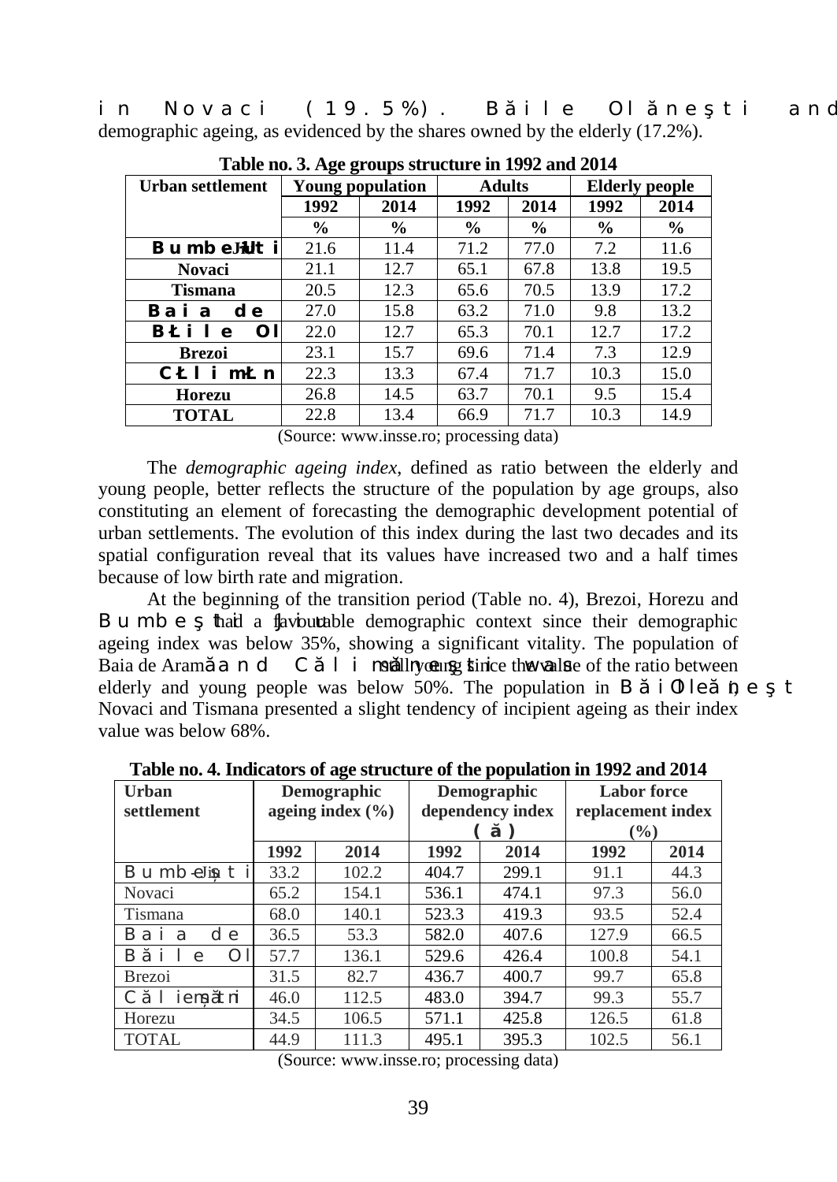in Novaci (19.5%). Băile Olăneşti and demographic ageing, as evidenced by the shares owned by the elderly (17.2%).

**Table no. 3. Age groups structure in 1992 and 2014**

| Urban settlement | Young population | | Adults | | Elderly people | |
|---|---|---|---|---|---|---|
| | 1992 | 2014 | 1992 | 2014 | 1992 | 2014 |
| | % | % | % | % | % | % |
| **Bumbeşti-Jiu** | 21.6 | 11.4 | 71.2 | 77.0 | 7.2 | 11.6 |
| **Novaci** | 21.1 | 12.7 | 65.1 | 67.8 | 13.8 | 19.5 |
| **Tismana** | 20.5 | 12.3 | 65.6 | 70.5 | 13.9 | 17.2 |
| **Baia de Aramă** | 27.0 | 15.8 | 63.2 | 71.0 | 9.8 | 13.2 |
| **Băile Olăneşti** | 22.0 | 12.7 | 65.3 | 70.1 | 12.7 | 17.2 |
| **Brezoi** | 23.1 | 15.7 | 69.6 | 71.4 | 7.3 | 12.9 |
| **Călimăneşti** | 22.3 | 13.3 | 67.4 | 71.7 | 10.3 | 15.0 |
| **Horezu** | 26.8 | 14.5 | 63.7 | 70.1 | 9.5 | 15.4 |
| **TOTAL** | 22.8 | 13.4 | 66.9 | 71.7 | 10.3 | 14.9 |

(Source: www.insse.ro; processing data)

The *demographic ageing index*, defined as ratio between the elderly and young people, better reflects the structure of the population by age groups, also constituting an element of forecasting the demographic development potential of urban settlements. The evolution of this index during the last two decades and its spatial configuration reveal that its values have increased two and a half times because of low birth rate and migration.

At the beginning of the transition period (Table no. 4), Brezoi, Horezu and Bumbeşti-Jiu had a favourable demographic context since their demographic ageing index was below 35%, showing a significant vitality. The population of Baia de Aramă and Călimăneşti was still young since the value of the ratio between elderly and young people was below 50%. The population in Băile Olăneşti, Novaci and Tismana presented a slight tendency of incipient ageing as their index value was below 68%.

**Table no. 4. Indicators of age structure of the population in 1992 and 2014**

| Urban settlement | Demographic ageing index (%) | | Demographic dependency index (‰) | | Labor force replacement index (%) | |
|---|---|---|---|---|---|---|
| | 1992 | 2014 | 1992 | 2014 | 1992 | 2014 |
| Bumbeşti-Jiu | 33.2 | 102.2 | 404.7 | 299.1 | 91.1 | 44.3 |
| Novaci | 65.2 | 154.1 | 536.1 | 474.1 | 97.3 | 56.0 |
| Tismana | 68.0 | 140.1 | 523.3 | 419.3 | 93.5 | 52.4 |
| Baia de Aramă | 36.5 | 53.3 | 582.0 | 407.6 | 127.9 | 66.5 |
| Băile Olăneşti | 57.7 | 136.1 | 529.6 | 426.4 | 100.8 | 54.1 |
| Brezoi | 31.5 | 82.7 | 436.7 | 400.7 | 99.7 | 65.8 |
| Călimăneşti | 46.0 | 112.5 | 483.0 | 394.7 | 99.3 | 55.7 |
| Horezu | 34.5 | 106.5 | 571.1 | 425.8 | 126.5 | 61.8 |
| TOTAL | 44.9 | 111.3 | 495.1 | 395.3 | 102.5 | 56.1 |

(Source: www.insse.ro; processing data)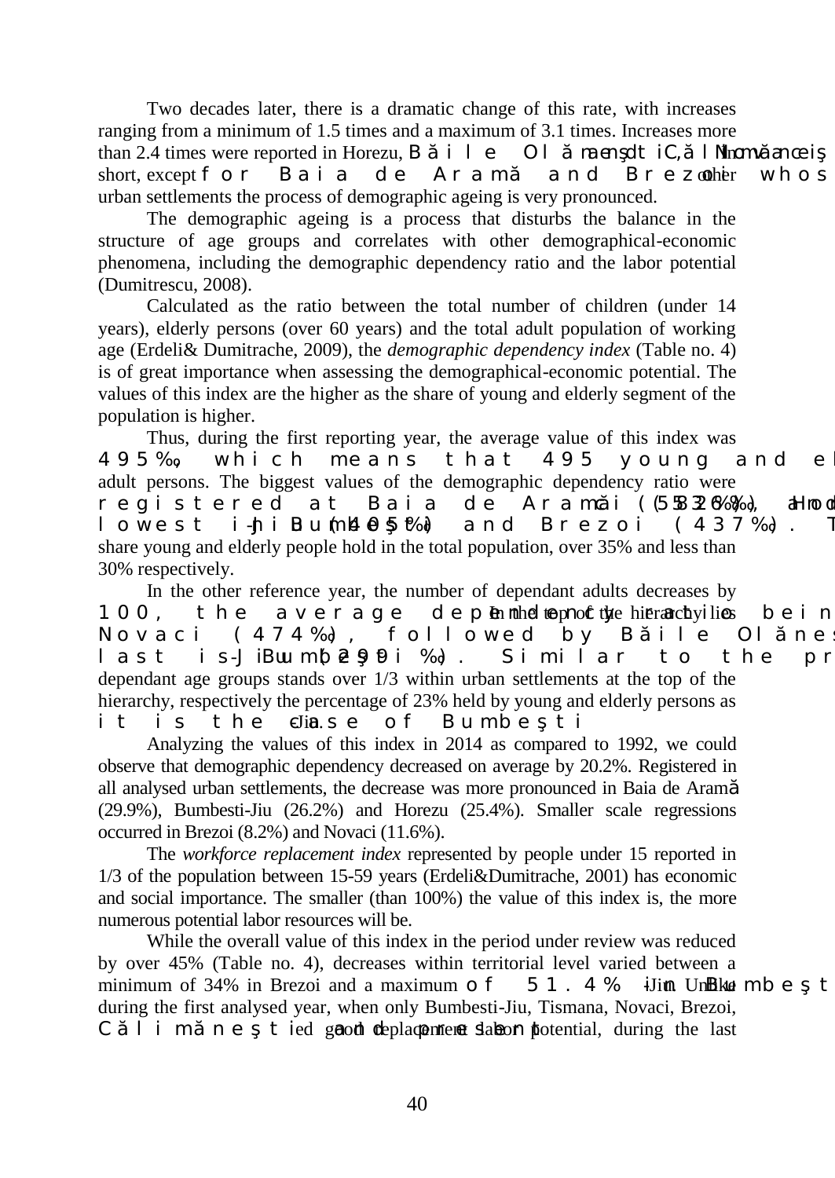Two decades later, there is a dramatic change of this rate, with increases ranging from a minimum of 1.5 times and a maximum of 3.1 times. Increases more than 2.4 times were reported in Horezu, Băile Olăneşti, Călimăneşti, Novaci. In short, except for Baia de Aramă and Brezoi, whos... other urban settlements the process of demographic ageing is very pronounced.

The demographic ageing is a process that disturbs the balance in the structure of age groups and correlates with other demographical-economic phenomena, including the demographic dependency ratio and the labor potential (Dumitrescu, 2008).

Calculated as the ratio between the total number of children (under 14 years), elderly persons (over 60 years) and the total adult population of working age (Erdeli& Dumitrache, 2009), the *demographic dependency index* (Table no. 4) is of great importance when assessing the demographical-economic potential. The values of this index are the higher as the share of young and elderly segment of the population is higher.

Thus, during the first reporting year, the average value of this index was 495‰, which means that 495 young and el... adult persons. The biggest values of the demographic dependency ratio were registered at Baia de Aramă (553‰) and Horezu (526‰)... lowest in Bumbeşti-Jiu (405‰) and Brezoi (437‰). T... share young and elderly people hold in the total population, over 35% and less than 30% respectively.

In the other reference year, the number of dependant adults decreases by 100, the average dependency ratio bein... In the top of the hierarchy lies Novaci (474‰), followed by Băile Olănes... last is Bumbeşti-Jiu (299‰). Similar to the pr... dependant age groups stands over 1/3 within urban settlements at the top of the hierarchy, respectively the percentage of 23% held by young and elderly persons as it is the case of Bumbeşti-Jiu.

Analyzing the values of this index in 2014 as compared to 1992, we could observe that demographic dependency decreased on average by 20.2%. Registered in all analysed urban settlements, the decrease was more pronounced in Baia de Aramă (29.9%), Bumbesti-Jiu (26.2%) and Horezu (25.4%). Smaller scale regressions occurred in Brezoi (8.2%) and Novaci (11.6%).

The *workforce replacement index* represented by people under 15 reported in 1/3 of the population between 15-59 years (Erdeli&Dumitrache, 2001) has economic and social importance. The smaller (than 100%) the value of this index is, the more numerous potential labor resources will be.

While the overall value of this index in the period under review was reduced by over 45% (Table no. 4), decreases within territorial level varied between a minimum of 34% in Brezoi and a maximum of 51.4% in Bumbeşti-Jiu. Unlike during the first analysed year, when only Bumbesti-Jiu, Tismana, Novaci, Brezoi, Călimăneşti and ... presented good replacement labor potential, during the last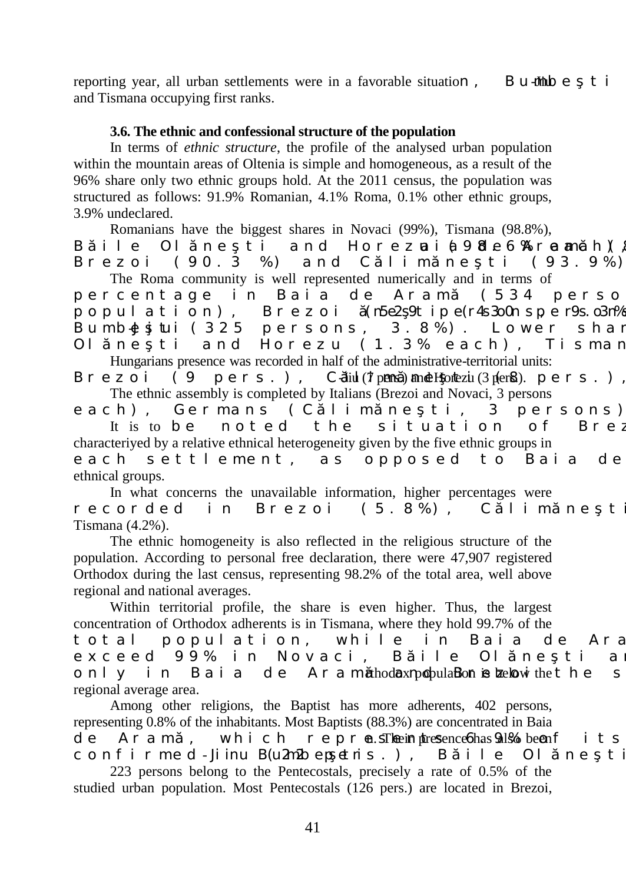reporting year, all urban settlements were in a favorable situation, Bumbeşti-Jiu and Tismana occupying first ranks.

**3.6. The ethnic and confessional structure of the population**

In terms of *ethnic structure*, the profile of the analysed urban population within the mountain areas of Oltenia is simple and homogeneous, as a result of the 96% share only two ethnic groups hold. At the 2011 census, the population was structured as follows: 91.9% Romanian, 4.1% Roma, 0.1% other ethnic groups, 3.9% undeclared.

Romanians have the biggest shares in Novaci (99%), Tismana (98.8%), Băile Olăneşti and Horezu (98.6% each), Baia de Aramă (8
Brezoi (90.3 %) and Călimăneşti (93.9%)

The Roma community is well represented numerically and in terms of percentage in Baia de Aramă (534 perso
population), Brezoi (529 persons, 9.3%), Călimăneşti (430 persons
Bumbeşti-Jiu (325 persons, 3.8%). Lower shar
Olăneşti and Horezu (1.3% each), Tisman

Hungarians presence was recorded in half of the administrative-territorial units: Brezoi (9 pers.), Călimăneşti (8 pers.), Bumbeşti-Jiu (7 pers.) and Horezu (3 pers).

The ethnic assembly is completed by Italians (Brezoi and Novaci, 3 persons each), Germans (Călimăneşti, 3 persons)

It is to be noted the situation of Brez
characteriyed by a relative ethnical heterogeneity given by the five ethnic groups in each settlement, as opposed to Baia de
ethnical groups.

In what concerns the unavailable information, higher percentages were recorded in Brezoi (5.8%), Călimăneşti
Tismana (4.2%).

The ethnic homogeneity is also reflected in the religious structure of the population. According to personal free declaration, there were 47,907 registered Orthodox during the last census, representing 98.2% of the total area, well above regional and national averages.

Within territorial profile, the share is even higher. Thus, the largest concentration of Orthodox adherents is in Tismana, where they hold 99.7% of the total population, while in Baia de Ara
exceed 99% in Novaci, Băile Olăneşti a
only in Baia de Aramă and Brezoi the s
Orthodox population is below the regional average area.

Among other religions, the Baptist has more adherents, 402 persons, representing 0.8% of the inhabitants. Most Baptists (88.3%) are concentrated in Baia de Aramă, which represents 6.9% of its
n. Their presence has also been confirmed in Bumbeşti-Jiu (22 pers.), Băile Olăneşti

223 persons belong to the Pentecostals, precisely a rate of 0.5% of the studied urban population. Most Pentecostals (126 pers.) are located in Brezoi,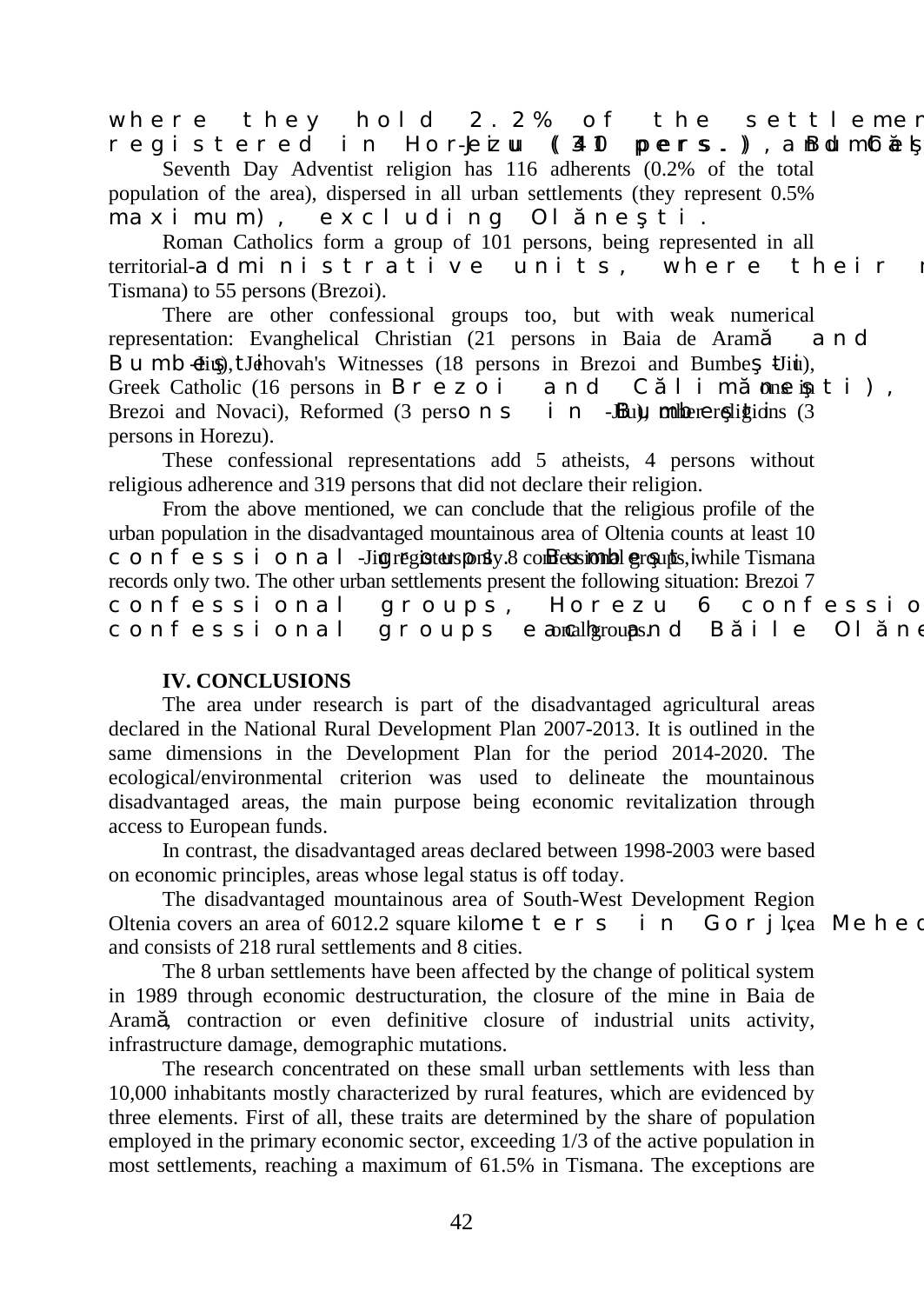where they hold 2.2% of the settlemen[t] ... registered in Horezu (31 pers.), Bumbeşti-Jiu (40 pers.), and Călimăneşti ...

Seventh Day Adventist religion has 116 adherents (0.2% of the total population of the area), dispersed in all urban settlements (they represent 0.5% maximum), excluding Olăneşti.

Roman Catholics form a group of 101 persons, being represented in all territorial-administrative units, where their n[umber varies from ...] Tismana) to 55 persons (Brezoi).

There are other confessional groups too, but with weak numerical representation: Evanghelical Christian (21 persons in Baia de Aramă and Bumbeşti-Jiu), Jehovah's Witnesses (18 persons in Brezoi and Bumbeşti-Jiu), Greek Catholic (16 persons in Brezoi and Călimăneşti), ... one in ... Brezoi and Novaci), Reformed (3 persons in Bumbeşti-Jiu), other religions (3 persons in Horezu).

These confessional representations add 5 atheists, 4 persons without religious adherence and 319 persons that did not declare their religion.

From the above mentioned, we can conclude that the religious profile of the urban population in the disadvantaged mountainous area of Oltenia counts at least 10 confessional groups. Bumbeşti-Jiu registers only 8 confessional groups, while Tismana records only two. The other urban settlements present the following situation: Brezoi 7 confessional groups, Horezu 6 confessio[nal groups, ...] confessional groups each and Băile Olăne[şti ...] onal groups.

## IV. CONCLUSIONS

The area under research is part of the disadvantaged agricultural areas declared in the National Rural Development Plan 2007-2013. It is outlined in the same dimensions in the Development Plan for the period 2014-2020. The ecological/environmental criterion was used to delineate the mountainous disadvantaged areas, the main purpose being economic revitalization through access to European funds.

In contrast, the disadvantaged areas declared between 1998-2003 were based on economic principles, areas whose legal status is off today.

The disadvantaged mountainous area of South-West Development Region Oltenia covers an area of 6012.2 square kilometers in Gorj, Vâlcea, Mehed[inţi ...] and consists of 218 rural settlements and 8 cities.

The 8 urban settlements have been affected by the change of political system in 1989 through economic destructuration, the closure of the mine in Baia de Aramă, contraction or even definitive closure of industrial units activity, infrastructure damage, demographic mutations.

The research concentrated on these small urban settlements with less than 10,000 inhabitants mostly characterized by rural features, which are evidenced by three elements. First of all, these traits are determined by the share of population employed in the primary economic sector, exceeding 1/3 of the active population in most settlements, reaching a maximum of 61.5% in Tismana. The exceptions are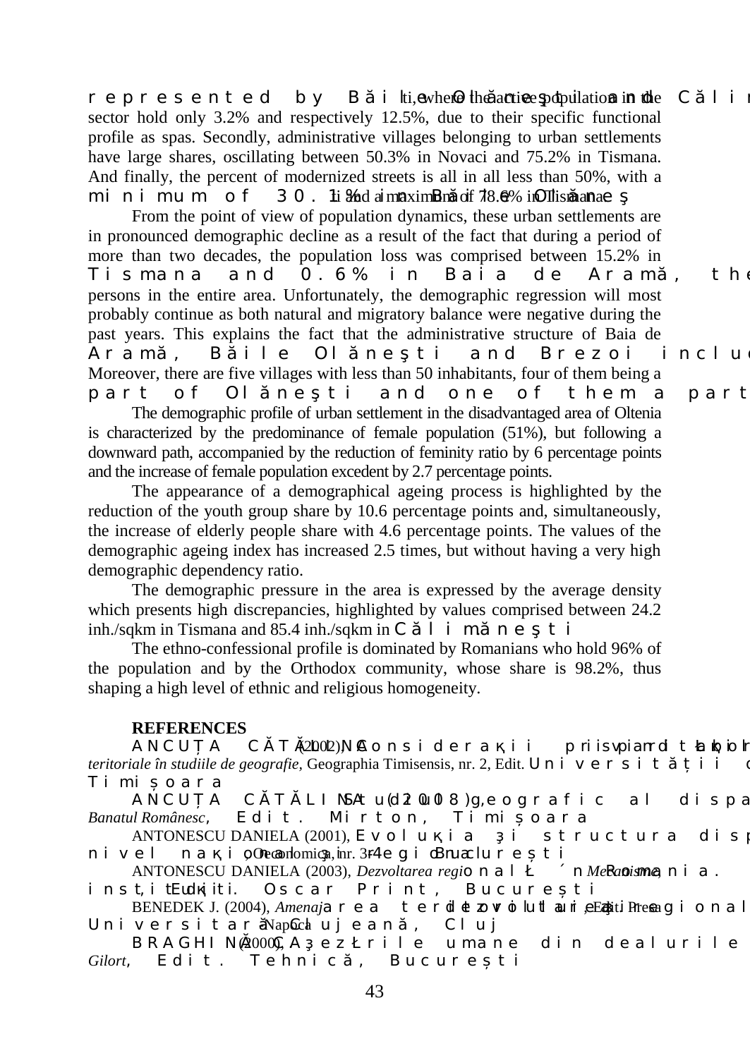represented by Băile Olăneşti and Călimăneşti, where the active population in the sector hold only 3.2% and respectively 12.5%, due to their specific functional profile as spas. Secondly, administrative villages belonging to urban settlements have large shares, oscillating between 50.3% in Novaci and 75.2% in Tismana. And finally, the percent of modernized streets is all in all less than 50%, with a minimum of 30.1% in Băile Olăneşti and a maximum of 78.6% in Tismana.

From the point of view of population dynamics, these urban settlements are in pronounced demographic decline as a result of the fact that during a period of more than two decades, the population loss was comprised between 15.2% in Tismana and 0.6% in Baia de Aramă, the persons in the entire area. Unfortunately, the demographic regression will most probably continue as both natural and migratory balance were negative during the past years. This explains the fact that the administrative structure of Baia de Aramă, Băile Olăneşti and Brezoi includ Moreover, there are five villages with less than 50 inhabitants, four of them being a part of Olăneşti and one of them a part

The demographic profile of urban settlement in the disadvantaged area of Oltenia is characterized by the predominance of female population (51%), but following a downward path, accompanied by the reduction of feminity ratio by 6 percentage points and the increase of female population excedent by 2.7 percentage points.

The appearance of a demographical ageing process is highlighted by the reduction of the youth group share by 10.6 percentage points and, simultaneously, the increase of elderly people share with 4.6 percentage points. The values of the demographic ageing index has increased 2.5 times, but without having a very high demographic dependency ratio.

The demographic pressure in the area is expressed by the average density which presents high discrepancies, highlighted by values comprised between 24.2 inh./sqkm in Tismana and 85.4 inh./sqkm in Călimăneşti.

The ethno-confessional profile is dominated by Romanians who hold 96% of the population and by the Orthodox community, whose share is 98.2%, thus shaping a high level of ethnic and religious homogeneity.

**REFERENCES**

ANCUȚA CĂTĂLINA (2002), Consideraţii privind ... *teritoriale în studiile de geografie*, Geographia Timisensis, nr. 2, Edit. Universităţii ... Timişoara

ANCUȚA CĂTĂLINA (2008), Studiu geografic al dispa... *Banatul Românesc*, Edit. Mirton, Timişoara

ANTONESCU DANIELA (2001), Evoluţia şi structura disp... nivel naţional, Oeconomica, nr. 3-4 regional, Bucureşti

ANTONESCU DANIELA (2003), *Dezvoltarea regională în România. Mecanisme, instituţii*, Edit. Oscar Print, Bucureşti

BENEDEK J. (2004), *Amenajarea teritoriului şi dezvoltarea regională*, Edit. Presa Universitară Clujeană, Cluj-Napoca

BRAGHINĂ C. (2000), Aşezările umane din dealurile ... *Gilort*, Edit. Tehnică, Bucureşti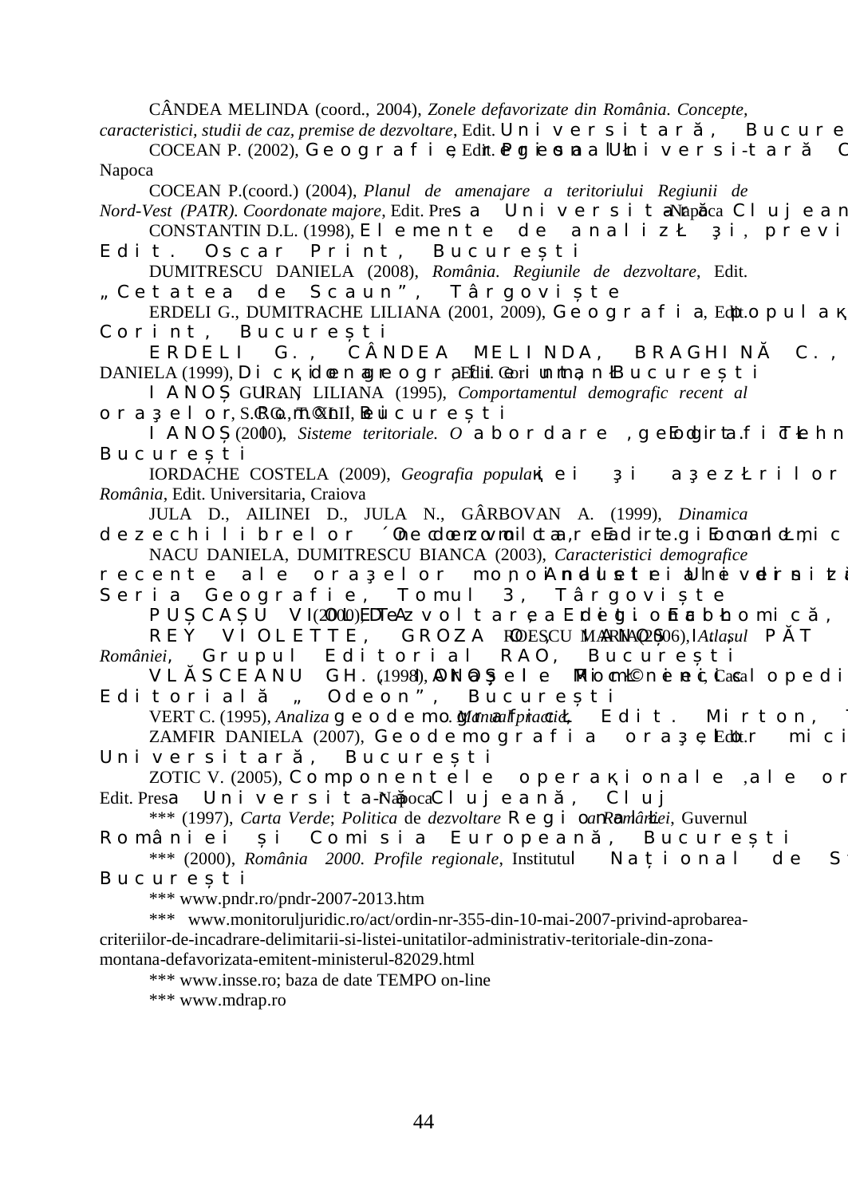CÂNDEA MELINDA (coord., 2004), *Zonele defavorizate din România. Concepte, caracteristici, studii de caz, premise de dezvoltare*, Edit. Universitară, Bucureşti

COCEAN P. (2002), *Geografie regională*, Edit. Presa Universitară Clujeană, Cluj-Napoca

COCEAN P.(coord.) (2004), *Planul de amenajare a teritoriului Regiunii de Nord-Vest (PATR). Coordonate majore*, Edit. Presa Universitară Clujeană, Cluj-Napoca

CONSTANTIN D.L. (1998), *Elemente de analiză şi previziune*, Edit. Oscar Print, Bucureşti

DUMITRESCU DANIELA (2008), *România. Regiunile de dezvoltare*, Edit. „Cetatea de Scaun”, Târgovişte

ERDELI G., DUMITRACHE LILIANA (2001, 2009), *Geografia populaţiei*, Edit. Corint, Bucureşti

ERDELI G., CÂNDEA MELINDA, BRAGHINĂ C., COSTACHIE S., ZAMFIR DANIELA (1999), *Dicţionar de geografie umană*, Edit. Corint, Bucureşti

IANOŞ I., GURAN LILIANA (1995), *Comportamentul demografic recent al oraşelor României*, S.C. Rom TEXXI, Bucureşti

IANOŞ I. (2000), *Sisteme teritoriale. O abordare geografică*, Edit. Tehnică, Bucureşti

IORDACHE COSTELA (2009), *Geografia populaţiei şi aşezărilor din România*, Edit. Universitaria, Craiova

JULA D., AILINEI D., JULA N., GÂRBOVAN A. (1999), *Dinamica dezechilibrelor economice regionale*, Edit. Economică, Bucureşti

NACU DANIELA, DUMITRESCU BIANCA (2003), *Caracteristici demografice recente ale oraşelor mono-industriale*, Analele Universităţii Valahia, Seria Geografie, Tomul 3, Târgovişte

PUŞCAŞU VIOLETTE (2000), *Dezvoltarea regională*, Edit. Economică, Bucureşti

REY VIOLETTE, GROZA O., IANOŞ I., PĂTROESCU MARIA (2006), *Atlasul României*, Grupul Editorial RAO, Bucureşti

VLĂSCEANU GH. (1998), *Oraşele României. Enciclopedie*, Casa Editorială „Odeon”, Bucureşti

VERT C. (1995), *Analiza geodemografică. Manual practic*, Edit. Mirton, Timişoara

ZAMFIR DANIELA (2007), *Geodemografia oraşelor mici*, Edit. Universitară, Bucureşti

ZOTIC V. (2005), *Componentele operaţionale ale organizării spaţiului geografic*, Edit. Presa Universitară Clujeană, Cluj-Napoca

*** (1997), *Carta Verde*; *Politica* de *dezvoltare Regională în România*, Guvernul României şi Comisia Europeană, Bucureşti

*** (2000), *România 2000. Profile regionale*, Institutul Naţional de Statistică, Bucureşti

*** www.pndr.ro/pndr-2007-2013.htm

*** www.monitoruljuridic.ro/act/ordin-nr-355-din-10-mai-2007-privind-aprobarea-criteriilor-de-incadrare-delimitarii-si-listei-unitatilor-administrativ-teritoriale-din-zona-montana-defavorizata-emitent-ministerul-82029.html

*** www.insse.ro; baza de date TEMPO on-line

*** www.mdrap.ro